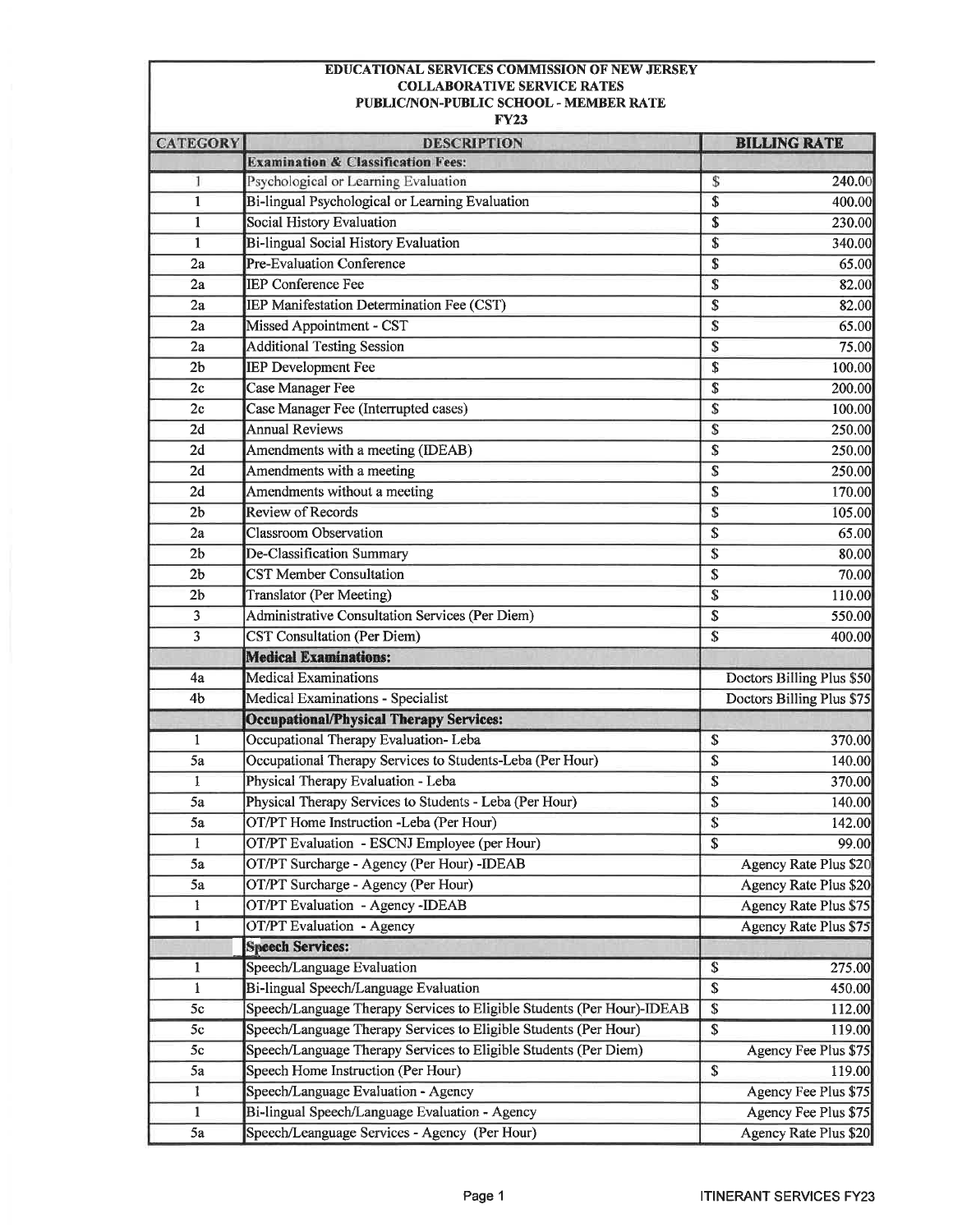# EDUCATIONAL SERVICES COMMISSION OF NEW JERSEY
## COLLABORATIVE SERVICE RATES
## PUBLIC/NON-PUBLIC SCHOOL - MEMBER RATE
## FY23

| CATEGORY | DESCRIPTION | BILLING RATE |
|---|---|---|
| | **Examination & Classification Fees:** | |
| 1 | Psychological or Learning Evaluation | $ 240.00 |
| 1 | Bi-lingual Psychological or Learning Evaluation | $ 400.00 |
| 1 | Social History Evaluation | $ 230.00 |
| 1 | Bi-lingual Social History Evaluation | $ 340.00 |
| 2a | Pre-Evaluation Conference | $ 65.00 |
| 2a | IEP Conference Fee | $ 82.00 |
| 2a | IEP Manifestation Determination Fee (CST) | $ 82.00 |
| 2a | Missed Appointment - CST | $ 65.00 |
| 2a | Additional Testing Session | $ 75.00 |
| 2b | IEP Development Fee | $ 100.00 |
| 2c | Case Manager Fee | $ 200.00 |
| 2c | Case Manager Fee (Interrupted cases) | $ 100.00 |
| 2d | Annual Reviews | $ 250.00 |
| 2d | Amendments with a meeting (IDEAB) | $ 250.00 |
| 2d | Amendments with a meeting | $ 250.00 |
| 2d | Amendments without a meeting | $ 170.00 |
| 2b | Review of Records | $ 105.00 |
| 2a | Classroom Observation | $ 65.00 |
| 2b | De-Classification Summary | $ 80.00 |
| 2b | CST Member Consultation | $ 70.00 |
| 2b | Translator (Per Meeting) | $ 110.00 |
| 3 | Administrative Consultation Services (Per Diem) | $ 550.00 |
| 3 | CST Consultation (Per Diem) | $ 400.00 |
| | **Medical Examinations:** | |
| 4a | Medical Examinations | Doctors Billing Plus $50 |
| 4b | Medical Examinations - Specialist | Doctors Billing Plus $75 |
| | **Occupational/Physical Therapy Services:** | |
| 1 | Occupational Therapy Evaluation- Leba | $ 370.00 |
| 5a | Occupational Therapy Services to Students-Leba (Per Hour) | $ 140.00 |
| 1 | Physical Therapy Evaluation - Leba | $ 370.00 |
| 5a | Physical Therapy Services to Students - Leba (Per Hour) | $ 140.00 |
| 5a | OT/PT Home Instruction -Leba (Per Hour) | $ 142.00 |
| 1 | OT/PT Evaluation - ESCNJ Employee (per Hour) | $ 99.00 |
| 5a | OT/PT Surcharge - Agency (Per Hour) -IDEAB | Agency Rate Plus $20 |
| 5a | OT/PT Surcharge - Agency (Per Hour) | Agency Rate Plus $20 |
| 1 | OT/PT Evaluation - Agency -IDEAB | Agency Rate Plus $75 |
| 1 | OT/PT Evaluation - Agency | Agency Rate Plus $75 |
| | **Speech Services:** | |
| 1 | Speech/Language Evaluation | $ 275.00 |
| 1 | Bi-lingual Speech/Language Evaluation | $ 450.00 |
| 5c | Speech/Language Therapy Services to Eligible Students (Per Hour)-IDEAB | $ 112.00 |
| 5c | Speech/Language Therapy Services to Eligible Students (Per Hour) | $ 119.00 |
| 5c | Speech/Language Therapy Services to Eligible Students (Per Diem) | Agency Fee Plus $75 |
| 5a | Speech Home Instruction (Per Hour) | $ 119.00 |
| 1 | Speech/Language Evaluation - Agency | Agency Fee Plus $75 |
| 1 | Bi-lingual Speech/Language Evaluation - Agency | Agency Fee Plus $75 |
| 5a | Speech/Leanguage Services - Agency (Per Hour) | Agency Rate Plus $20 |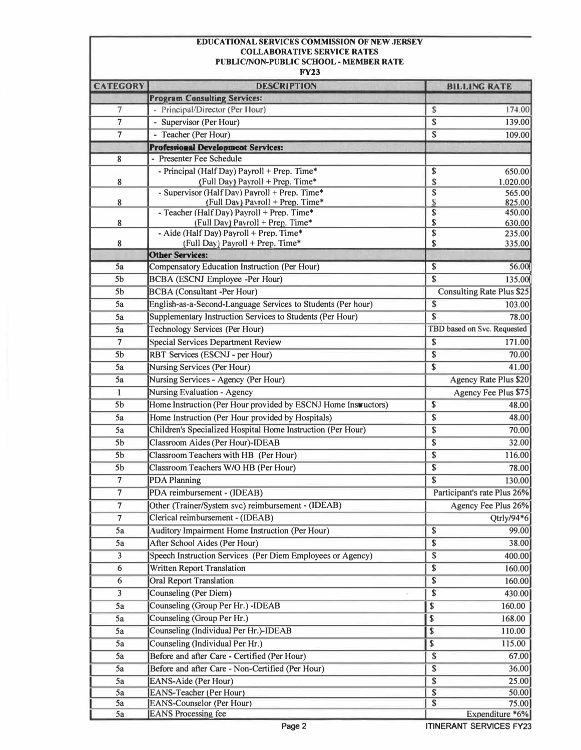**EDUCATIONAL SERVICES COMMISSION OF NEW JERSEY**
**COLLABORATIVE SERVICE RATES**
**PUBLIC/NON-PUBLIC SCHOOL - MEMBER RATE**
**FY23**

| CATEGORY | DESCRIPTION | BILLING RATE |
|---|---|---|
| | **Program Consulting Services:** | |
| 7 | - Principal/Director (Per Hour) | $ 174.00 |
| 7 | - Supervisor (Per Hour) | $ 139.00 |
| 7 | - Teacher (Per Hour) | $ 109.00 |
| | **Professional Development Services:** | |
| 8 | - Presenter Fee Schedule | |
| 8 | - Principal (Half Day) Payroll + Prep. Time* (Full Day) Payroll + Prep. Time* | $ 650.00 $ 1,020.00 |
| 8 | - Supervisor (Half Day) Payroll + Prep. Time* (Full Day) Payroll + Prep. Time* | $ 565.00 $ 825.00 |
| 8 | - Teacher (Half Day) Payroll + Prep. Time* (Full Day) Payroll + Prep. Time* | $ 450.00 $ 630.00 |
| 8 | - Aide (Half Day) Payroll + Prep. Time* (Full Day) Payroll + Prep. Time* | $ 235.00 $ 335.00 |
| | **Other Services:** | |
| 5a | Compensatory Education Instruction (Per Hour) | $ 56.00 |
| 5b | BCBA (ESCNJ Employee -Per Hour) | $ 135.00 |
| 5b | BCBA (Consultant -Per Hour) | Consulting Rate Plus $25 |
| 5a | English-as-a-Second-Language Services to Students (Per hour) | $ 103.00 |
| 5a | Supplementary Instruction Services to Students (Per Hour) | $ 78.00 |
| 5a | Technology Services (Per Hour) | TBD based on Svc. Requested |
| 7 | Special Services Department Review | $ 171.00 |
| 5b | RBT Services (ESCNJ - per Hour) | $ 70.00 |
| 5a | Nursing Services (Per Hour) | $ 41.00 |
| 5a | Nursing Services - Agency (Per Hour) | Agency Rate Plus $20 |
| 1 | Nursing Evaluation - Agency | Agency Fee Plus $75 |
| 5b | Home Instruction (Per Hour provided by ESCNJ Home Instructors) | $ 48.00 |
| 5a | Home Instruction (Per Hour provided by Hospitals) | $ 48.00 |
| 5a | Children's Specialized Hospital Home Instruction (Per Hour) | $ 70.00 |
| 5b | Classroom Aides (Per Hour)-IDEAB | $ 32.00 |
| 5b | Classroom Teachers with HB (Per Hour) | $ 116.00 |
| 5b | Classroom Teachers W/O HB (Per Hour) | $ 78.00 |
| 7 | PDA Planning | $ 130.00 |
| 7 | PDA reimbursement - (IDEAB) | Participant's rate Plus 26% |
| 7 | Other (Trainer/System svc) reimbursement - (IDEAB) | Agency Fee Plus 26% |
| 7 | Clerical reimbursement - (IDEAB) | Qtrly/94*6 |
| 5a | Auditory Impairment Home Instruction (Per Hour) | $ 99.00 |
| 5a | After School Aides (Per Hour) | $ 38.00 |
| 3 | Speech Instruction Services (Per Diem Employees or Agency) | $ 400.00 |
| 6 | Written Report Translation | $ 160.00 |
| 6 | Oral Report Translation | $ 160.00 |
| 3 | Counseling (Per Diem) | $ 430.00 |
| 5a | Counseling (Group Per Hr.) -IDEAB | $ 160.00 |
| 5a | Counseling (Group Per Hr.) | $ 168.00 |
| 5a | Counseling (Individual Per Hr.)-IDEAB | $ 110.00 |
| 5a | Counseling (Individual Per Hr.) | $ 115.00 |
| 5a | Before and after Care - Certified (Per Hour) | $ 67.00 |
| 5a | Before and after Care - Non-Certified (Per Hour) | $ 36.00 |
| 5a | EANS-Aide (Per Hour) | $ 25.00 |
| 5a | EANS-Teacher (Per Hour) | $ 50.00 |
| 5a | EANS-Counselor (Per Hour) | $ 75.00 |
| 5a | EANS Processing fee | Expenditure *6% |

ITINERANT SERVICES FY23